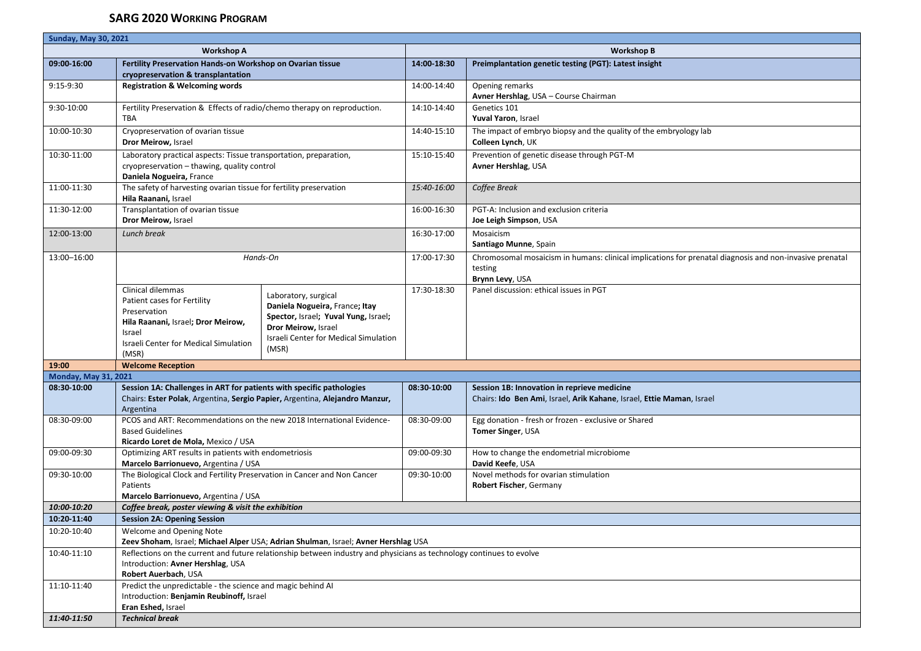# SARG 2020 Working Program

| Time | Workshop A | | Time | Workshop B |
|---|---|---|---|---|
| **Sunday, May 30, 2021** | | | | |
| **09:00-16:00** | **Fertility Preservation Hands-on Workshop on Ovarian tissue cryopreservation & transplantation** | | **14:00-18:30** | **Preimplantation genetic testing (PGT): Latest insight** |
| 9:15-9:30 | **Registration & Welcoming words** | | 14:00-14:40 | Opening remarks<br>**Avner Hershlag**, USA – Course Chairman |
| 9:30-10:00 | Fertility Preservation & Effects of radio/chemo therapy on reproduction.<br>TBA | | 14:10-14:40 | Genetics 101<br>**Yuval Yaron**, Israel |
| 10:00-10:30 | Cryopreservation of ovarian tissue<br>**Dror Meirow,** Israel | | 14:40-15:10 | The impact of embryo biopsy and the quality of the embryology lab<br>**Colleen Lynch**, UK |
| 10:30-11:00 | Laboratory practical aspects: Tissue transportation, preparation, cryopreservation – thawing, quality control<br>**Daniela Nogueira,** France | | 15:10-15:40 | Prevention of genetic disease through PGT-M<br>**Avner Hershlag**, USA |
| 11:00-11:30 | The safety of harvesting ovarian tissue for fertility preservation<br>**Hila Raanani,** Israel | | *15:40-16:00* | *Coffee Break* |
| 11:30-12:00 | Transplantation of ovarian tissue<br>**Dror Meirow,** Israel | | 16:00-16:30 | PGT-A: Inclusion and exclusion criteria<br>**Joe Leigh Simpson**, USA |
| 12:00-13:00 | *Lunch break* | | 16:30-17:00 | Mosaicism<br>**Santiago Munne**, Spain |
| 13:00–16:00 | *Hands-On* | | 17:00-17:30 | Chromosomal mosaicism in humans: clinical implications for prenatal diagnosis and non-invasive prenatal testing<br>**Brynn Levy**, USA |
| | Clinical dilemmas<br>Patient cases for Fertility Preservation<br>**Hila Raanani,** Israel**; Dror Meirow,** Israel<br>Israeli Center for Medical Simulation (MSR) | Laboratory, surgical<br>**Daniela Nogueira,** France**; Itay Spector,** Israel**; Yuval Yung,** Israel**; Dror Meirow,** Israel<br>Israeli Center for Medical Simulation (MSR) | 17:30-18:30 | Panel discussion: ethical issues in PGT |
| **19:00** | **Welcome Reception** | | | |
| **Monday, May 31, 2021** | | | | |
| **08:30-10:00** | **Session 1A: Challenges in ART for patients with specific pathologies**<br>Chairs: **Ester Polak**, Argentina, **Sergio Papier,** Argentina, **Alejandro Manzur,** Argentina | | **08:30-10:00** | **Session 1B: Innovation in reprieve medicine**<br>Chairs: **Ido Ben Ami**, Israel, **Arik Kahane**, Israel, **Ettie Maman**, Israel |
| 08:30-09:00 | PCOS and ART: Recommendations on the new 2018 International Evidence-Based Guidelines<br>**Ricardo Loret de Mola,** Mexico / USA | | 08:30-09:00 | Egg donation - fresh or frozen - exclusive or Shared<br>**Tomer Singer**, USA |
| 09:00-09:30 | Optimizing ART results in patients with endometriosis<br>**Marcelo Barrionuevo,** Argentina / USA | | 09:00-09:30 | How to change the endometrial microbiome<br>**David Keefe**, USA |
| 09:30-10:00 | The Biological Clock and Fertility Preservation in Cancer and Non Cancer Patients<br>**Marcelo Barrionuevo,** Argentina / USA | | 09:30-10:00 | Novel methods for ovarian stimulation<br>**Robert Fischer**, Germany |
| ***10:00-10:20*** | ***Coffee break, poster viewing & visit the exhibition*** | | | |
| **10:20-11:40** | **Session 2A: Opening Session** | | | |
| 10:20-10:40 | Welcome and Opening Note<br>**Zeev Shoham**, Israel; **Michael Alper** USA; **Adrian Shulman**, Israel; **Avner Hershlag** USA | | | |
| 10:40-11:10 | Reflections on the current and future relationship between industry and physicians as technology continues to evolve<br>Introduction: **Avner Hershlag**, USA<br>**Robert Auerbach**, USA | | | |
| 11:10-11:40 | Predict the unpredictable - the science and magic behind AI<br>Introduction: **Benjamin Reubinoff,** Israel<br>**Eran Eshed,** Israel | | | |
| ***11:40-11:50*** | ***Technical break*** | | | |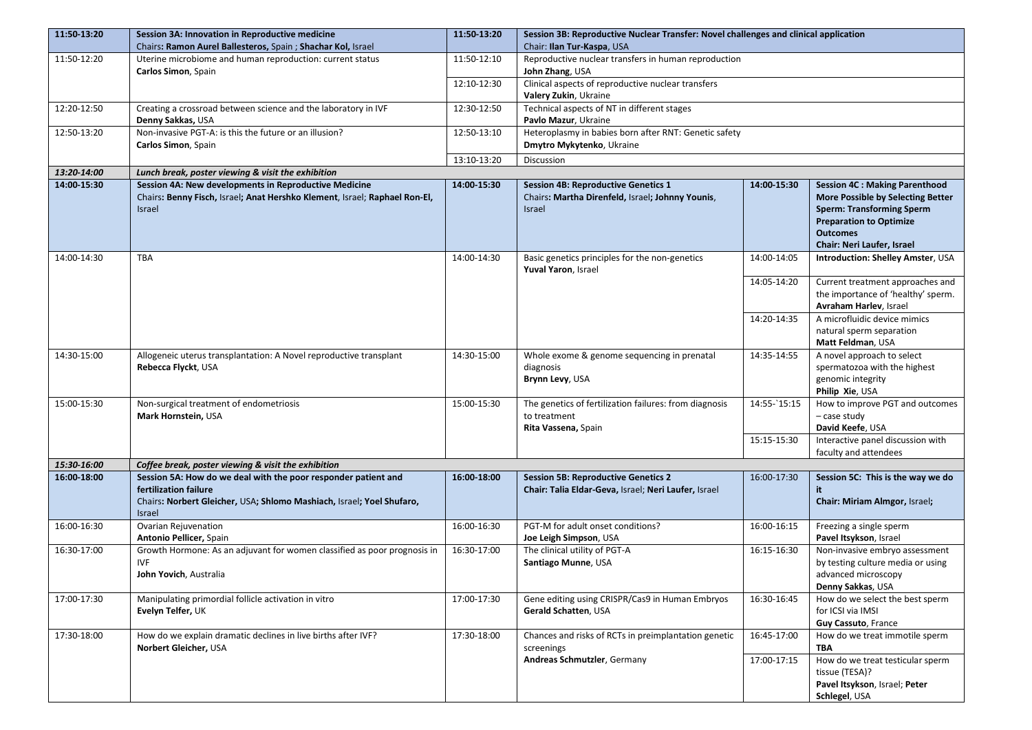| 11:50-13:20 | **Session 3A: Innovation in Reproductive medicine** Chairs**: Ramon Aurel Ballesteros,** Spain ; **Shachar Kol,** Israel | 11:50-13:20 | **Session 3B: Reproductive Nuclear Transfer: Novel challenges and clinical application** Chair: **Ilan Tur-Kaspa**, USA | | |
|---|---|---|---|---|---|
| 11:50-12:20 | Uterine microbiome and human reproduction: current status **Carlos Simon**, Spain | 11:50-12:10 | Reproductive nuclear transfers in human reproduction **John Zhang**, USA | | |
| | | 12:10-12:30 | Clinical aspects of reproductive nuclear transfers **Valery Zukin**, Ukraine | | |
| 12:20-12:50 | Creating a crossroad between science and the laboratory in IVF **Denny Sakkas,** USA | 12:30-12:50 | Technical aspects of NT in different stages **Pavlo Mazur**, Ukraine | | |
| 12:50-13:20 | Non-invasive PGT-A: is this the future or an illusion? **Carlos Simon**, Spain | 12:50-13:10 | Heteroplasmy in babies born after RNT: Genetic safety **Dmytro Mykytenko**, Ukraine | | |
| | | 13:10-13:20 | Discussion | | |
| ***13:20-14:00*** | ***Lunch break, poster viewing & visit the exhibition*** | | | | |
| **14:00-15:30** | **Session 4A: New developments in Reproductive Medicine** Chairs**: Benny Fisch,** Israel**; Anat Hershko Klement**, Israel**; Raphael Ron-El,** Israel | **14:00-15:30** | **Session 4B: Reproductive Genetics 1** Chairs**: Martha Direnfeld,** Israel**; Johnny Younis**, Israel | **14:00-15:30** | **Session 4C : Making Parenthood More Possible by Selecting Better Sperm: Transforming Sperm Preparation to Optimize Outcomes** **Chair: Neri Laufer, Israel** |
| 14:00-14:30 | TBA | 14:00-14:30 | Basic genetics principles for the non-genetics **Yuval Yaron**, Israel | 14:00-14:05 | **Introduction: Shelley Amster**, USA |
| | | | | 14:05-14:20 | Current treatment approaches and the importance of 'healthy' sperm. **Avraham Harlev**, Israel |
| | | | | 14:20-14:35 | A microfluidic device mimics natural sperm separation **Matt Feldman**, USA |
| 14:30-15:00 | Allogeneic uterus transplantation: A Novel reproductive transplant **Rebecca Flyckt**, USA | 14:30-15:00 | Whole exome & genome sequencing in prenatal diagnosis **Brynn Levy**, USA | 14:35-14:55 | A novel approach to select spermatozoa with the highest genomic integrity **Philip Xie**, USA |
| 15:00-15:30 | Non-surgical treatment of endometriosis **Mark Hornstein,** USA | 15:00-15:30 | The genetics of fertilization failures: from diagnosis to treatment **Rita Vassena,** Spain | 14:55-`15:15 | How to improve PGT and outcomes – case study **David Keefe**, USA |
| | | | | 15:15-15:30 | Interactive panel discussion with faculty and attendees |
| ***15:30-16:00*** | ***Coffee break, poster viewing & visit the exhibition*** | | | | |
| **16:00-18:00** | **Session 5A: How do we deal with the poor responder patient and fertilization failure** Chairs**: Norbert Gleicher,** USA**; Shlomo Mashiach,** Israel**; Yoel Shufaro,** Israel | **16:00-18:00** | **Session 5B: Reproductive Genetics 2** **Chair: Talia Eldar-Geva,** Israel; **Neri Laufer,** Israel | **16:00-17:30** | **Session 5C: This is the way we do it** **Chair: Miriam Almgor,** Israel**;** |
| 16:00-16:30 | Ovarian Rejuvenation **Antonio Pellicer,** Spain | 16:00-16:30 | PGT-M for adult onset conditions? **Joe Leigh Simpson**, USA | 16:00-16:15 | Freezing a single sperm **Pavel Itsykson**, Israel |
| 16:30-17:00 | Growth Hormone: As an adjuvant for women classified as poor prognosis in IVF **John Yovich**, Australia | 16:30-17:00 | The clinical utility of PGT-A **Santiago Munne**, USA | 16:15-16:30 | Non-invasive embryo assessment by testing culture media or using advanced microscopy **Denny Sakkas**, USA |
| 17:00-17:30 | Manipulating primordial follicle activation in vitro **Evelyn Telfer,** UK | 17:00-17:30 | Gene editing using CRISPR/Cas9 in Human Embryos **Gerald Schatten**, USA | 16:30-16:45 | How do we select the best sperm for ICSI via IMSI **Guy Cassuto**, France |
| 17:30-18:00 | How do we explain dramatic declines in live births after IVF? **Norbert Gleicher,** USA | 17:30-18:00 | Chances and risks of RCTs in preimplantation genetic screenings **Andreas Schmutzler**, Germany | 16:45-17:00 | How do we treat immotile sperm **TBA** |
| | | | | 17:00-17:15 | How do we treat testicular sperm tissue (TESA)? **Pavel Itsykson**, Israel; **Peter Schlegel**, USA |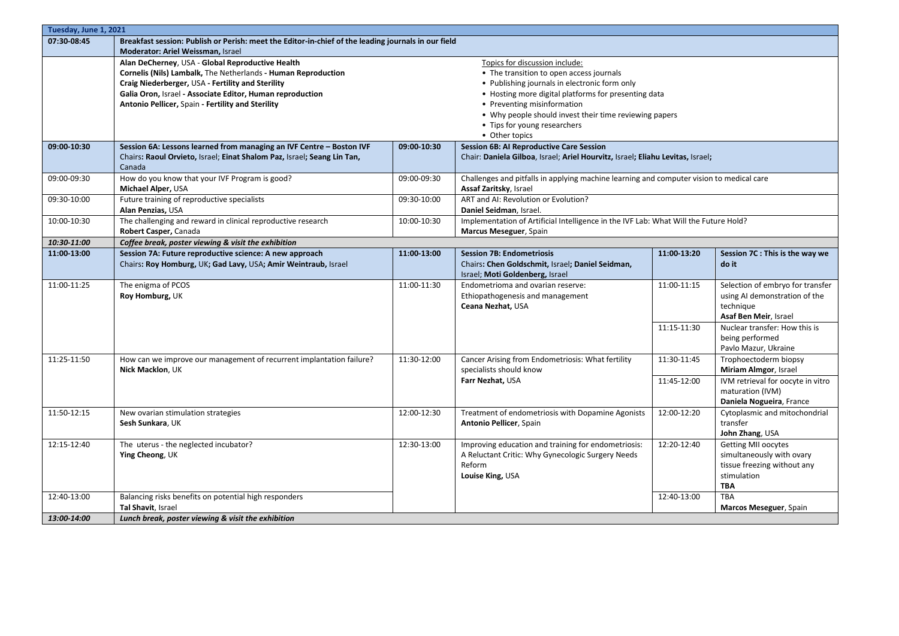| Tuesday, June 1, 2021 | | | | | |
|---|---|---|---|---|---|
| **07:30-08:45** | **Breakfast session: Publish or Perish: meet the Editor-in-chief of the leading journals in our field**<br>**Moderator: Ariel Weissman,** Israel | | | | |
| | **Alan DeCherney**, USA - **Global Reproductive Health**<br>**Cornelis (Nils) Lambalk,** The Netherlands **- Human Reproduction**<br>**Craig Niederberger,** USA **- Fertility and Sterility**<br>**Galia Oron,** Israel **- Associate Editor, Human reproduction**<br>**Antonio Pellicer,** Spain **- Fertility and Sterility** | | Topics for discussion include:<br>• The transition to open access journals<br>• Publishing journals in electronic form only<br>• Hosting more digital platforms for presenting data<br>• Preventing misinformation<br>• Why people should invest their time reviewing papers<br>• Tips for young researchers<br>• Other topics | | |
| **09:00-10:30** | **Session 6A: Lessons learned from managing an IVF Centre – Boston IVF**<br>Chairs**: Raoul Orvieto,** Israel; **Einat Shalom Paz,** Israel**; Seang Lin Tan,** Canada | **09:00-10:30** | **Session 6B: AI Reproductive Care Session**<br>Chair: **Daniela Gilboa**, Israel; **Ariel Hourvitz,** Israel**; Eliahu Levitas,** Israel**;** | | |
| 09:00-09:30 | How do you know that your IVF Program is good?<br>**Michael Alper,** USA | 09:00-09:30 | Challenges and pitfalls in applying machine learning and computer vision to medical care<br>**Assaf Zaritsky**, Israel | | |
| 09:30-10:00 | Future training of reproductive specialists<br>**Alan Penzias,** USA | 09:30-10:00 | ART and AI: Revolution or Evolution?<br>**Daniel Seidman**, Israel. | | |
| 10:00-10:30 | The challenging and reward in clinical reproductive research<br>**Robert Casper,** Canada | 10:00-10:30 | Implementation of Artificial Intelligence in the IVF Lab: What Will the Future Hold?<br>**Marcus Meseguer**, Spain | | |
| ***10:30-11:00*** | ***Coffee break, poster viewing & visit the exhibition*** | | | | |
| **11:00-13:00** | **Session 7A: Future reproductive science: A new approach**<br>Chairs**: Roy Homburg,** UK**; Gad Lavy,** USA**; Amir Weintraub,** Israel | **11:00-13:00** | **Session 7B: Endometriosis**<br>Chairs**: Chen Goldschmit,** Israel**; Daniel Seidman,** Israel; **Moti Goldenberg,** Israel | **11:00-13:20** | **Session 7C : This is the way we do it** |
| 11:00-11:25 | The enigma of PCOS<br>**Roy Homburg,** UK | 11:00-11:30 | Endometrioma and ovarian reserve:<br>Ethiopathogenesis and management<br>**Ceana Nezhat,** USA | 11:00-11:15 | Selection of embryo for transfer using AI demonstration of the technique<br>**Asaf Ben Meir**, Israel |
| | | | | 11:15-11:30 | Nuclear transfer: How this is being performed<br>Pavlo Mazur, Ukraine |
| 11:25-11:50 | How can we improve our management of recurrent implantation failure?<br>**Nick Macklon**, UK | 11:30-12:00 | Cancer Arising from Endometriosis: What fertility specialists should know<br>**Farr Nezhat,** USA | 11:30-11:45 | Trophoectoderm biopsy<br>**Miriam Almgor**, Israel |
| | | | | 11:45-12:00 | IVM retrieval for oocyte in vitro maturation (IVM)<br>**Daniela Nogueira**, France |
| 11:50-12:15 | New ovarian stimulation strategies<br>**Sesh Sunkara**, UK | 12:00-12:30 | Treatment of endometriosis with Dopamine Agonists<br>**Antonio Pellicer**, Spain | 12:00-12:20 | Cytoplasmic and mitochondrial transfer<br>**John Zhang**, USA |
| 12:15-12:40 | The uterus - the neglected incubator?<br>**Ying Cheong**, UK | 12:30-13:00 | Improving education and training for endometriosis: A Reluctant Critic: Why Gynecologic Surgery Needs Reform<br>**Louise King,** USA | 12:20-12:40 | Getting MII oocytes simultaneously with ovary tissue freezing without any stimulation<br>**TBA** |
| 12:40-13:00 | Balancing risks benefits on potential high responders<br>**Tal Shavit**, Israel | | | 12:40-13:00 | TBA<br>**Marcos Meseguer**, Spain |
| ***13:00-14:00*** | ***Lunch break, poster viewing & visit the exhibition*** | | | | |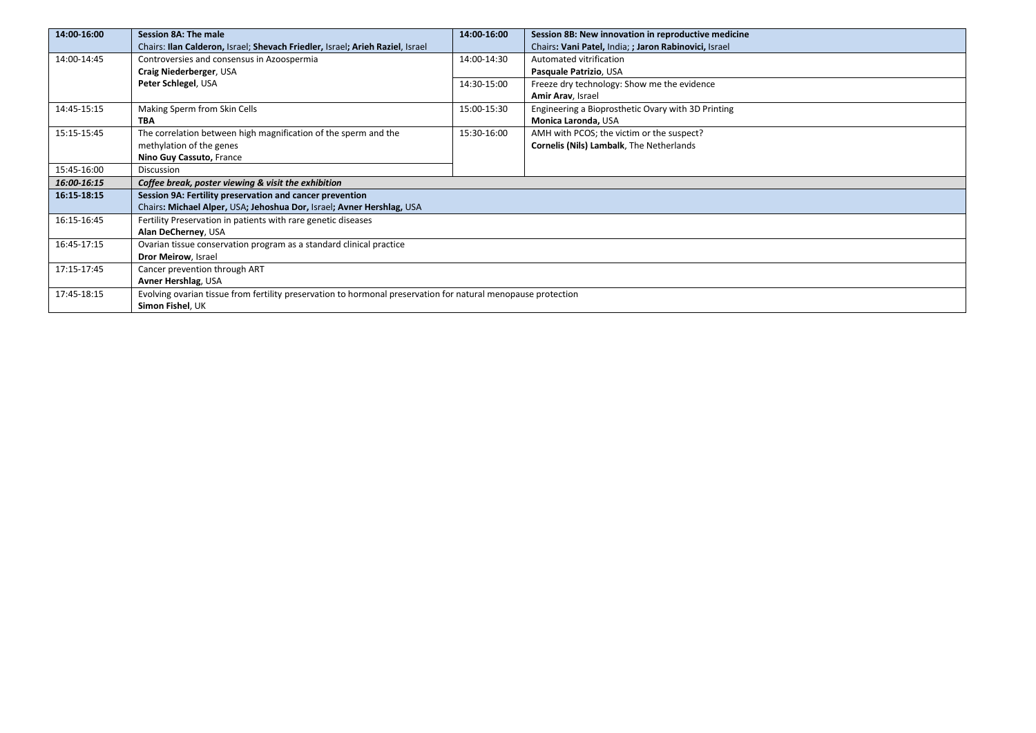| 14:00-16:00 | **Session 8A: The male**<br>Chairs: **Ilan Calderon,** Israel; **Shevach Friedler,** Israel**; Arieh Raziel**, Israel | 14:00-16:00 | **Session 8B: New innovation in reproductive medicine**<br>Chairs**: Vani Patel,** India; **; Jaron Rabinovici,** Israel |
|---|---|---|---|
| 14:00-14:45 | Controversies and consensus in Azoospermia<br>**Craig Niederberger**, USA<br>**Peter Schlegel**, USA | 14:00-14:30 | Automated vitrification<br>**Pasquale Patrizio**, USA |
| | | 14:30-15:00 | Freeze dry technology: Show me the evidence<br>**Amir Arav**, Israel |
| 14:45-15:15 | Making Sperm from Skin Cells<br>**TBA** | 15:00-15:30 | Engineering a Bioprosthetic Ovary with 3D Printing<br>**Monica Laronda,** USA |
| 15:15-15:45 | The correlation between high magnification of the sperm and the methylation of the genes<br>**Nino Guy Cassuto,** France | 15:30-16:00 | AMH with PCOS; the victim or the suspect?<br>**Cornelis (Nils) Lambalk**, The Netherlands |
| 15:45-16:00 | Discussion | | |
| ***16:00-16:15*** | ***Coffee break, poster viewing & visit the exhibition*** | | |
| **16:15-18:15** | **Session 9A: Fertility preservation and cancer prevention**<br>Chairs**: Michael Alper,** USA**; Jehoshua Dor,** Israel**; Avner Hershlag,** USA | | |
| 16:15-16:45 | Fertility Preservation in patients with rare genetic diseases<br>**Alan DeCherney**, USA | | |
| 16:45-17:15 | Ovarian tissue conservation program as a standard clinical practice<br>**Dror Meirow**, Israel | | |
| 17:15-17:45 | Cancer prevention through ART<br>**Avner Hershlag**, USA | | |
| 17:45-18:15 | Evolving ovarian tissue from fertility preservation to hormonal preservation for natural menopause protection<br>**Simon Fishel**, UK | | |